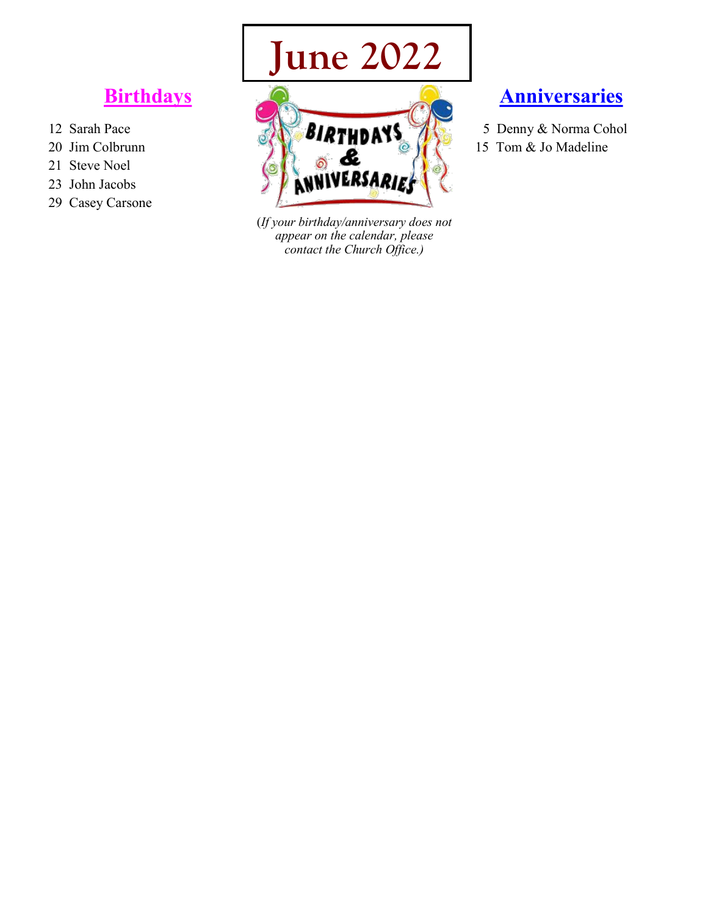# June 2022

## Birthdays

12 Sarah Pace
20 Jim Colbrunn
21 Steve Noel
23 John Jacobs
29 Casey Carsone

*(If your birthday/anniversary does not appear on the calendar, please contact the Church Office.)*

## Anniversaries

5 Denny & Norma Cohol
15 Tom & Jo Madeline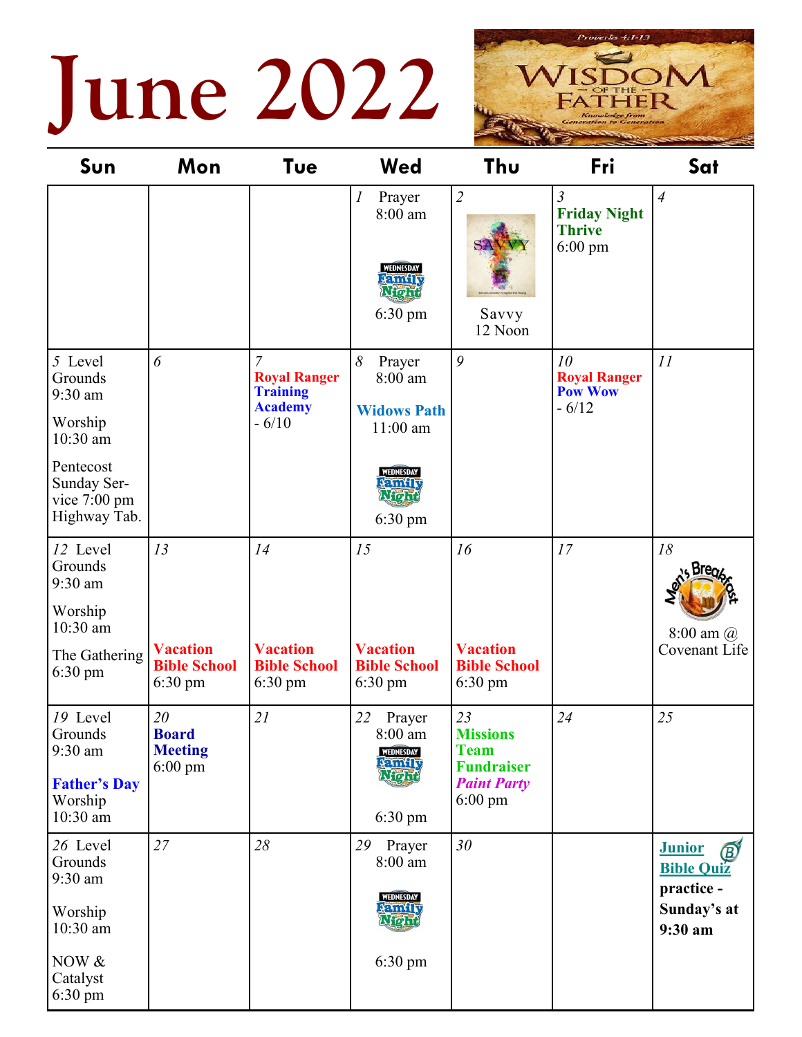# June 2022

Proverbs 4:1-13

WISDOM OF THE FATHER

Knowledge from Generation to Generation

| Sun | Mon | Tue | Wed | Thu | Fri | Sat |
|---|---|---|---|---|---|---|
| | | | 1 Prayer 8:00 am<br>WEDNESDAY Family Night 6:30 pm | 2<br>SAVVY<br>Savvy 12 Noon | 3 **Friday Night Thrive** 6:00 pm | 4 |
| 5 Level Grounds 9:30 am<br>Worship 10:30 am<br>Pentecost Sunday Service 7:00 pm Highway Tab. | 6 | 7 **Royal Ranger Training Academy** - 6/10 | 8 Prayer 8:00 am<br>**Widows Path** 11:00 am<br>WEDNESDAY Family Night 6:30 pm | 9 | 10 **Royal Ranger Pow Wow** - 6/12 | 11 |
| 12 Level Grounds 9:30 am<br>Worship 10:30 am<br>The Gathering 6:30 pm | 13<br>**Vacation Bible School** 6:30 pm | 14<br>**Vacation Bible School** 6:30 pm | 15<br>**Vacation Bible School** 6:30 pm | 16<br>**Vacation Bible School** 6:30 pm | 17 | 18<br>Men's Breakfast<br>8:00 am @ Covenant Life |
| 19 Level Grounds 9:30 am<br>**Father's Day** Worship 10:30 am | 20 **Board Meeting** 6:00 pm | 21 | 22 Prayer 8:00 am<br>WEDNESDAY Family Night 6:30 pm | 23 **Missions Team Fundraiser** ***Paint Party*** 6:00 pm | 24 | 25 |
| 26 Level Grounds 9:30 am<br>Worship 10:30 am<br>NOW & Catalyst 6:30 pm | 27 | 28 | 29 Prayer 8:00 am<br>WEDNESDAY Family Night 6:30 pm | 30 | | **Junior Bible Quiz practice - Sunday's at 9:30 am** |